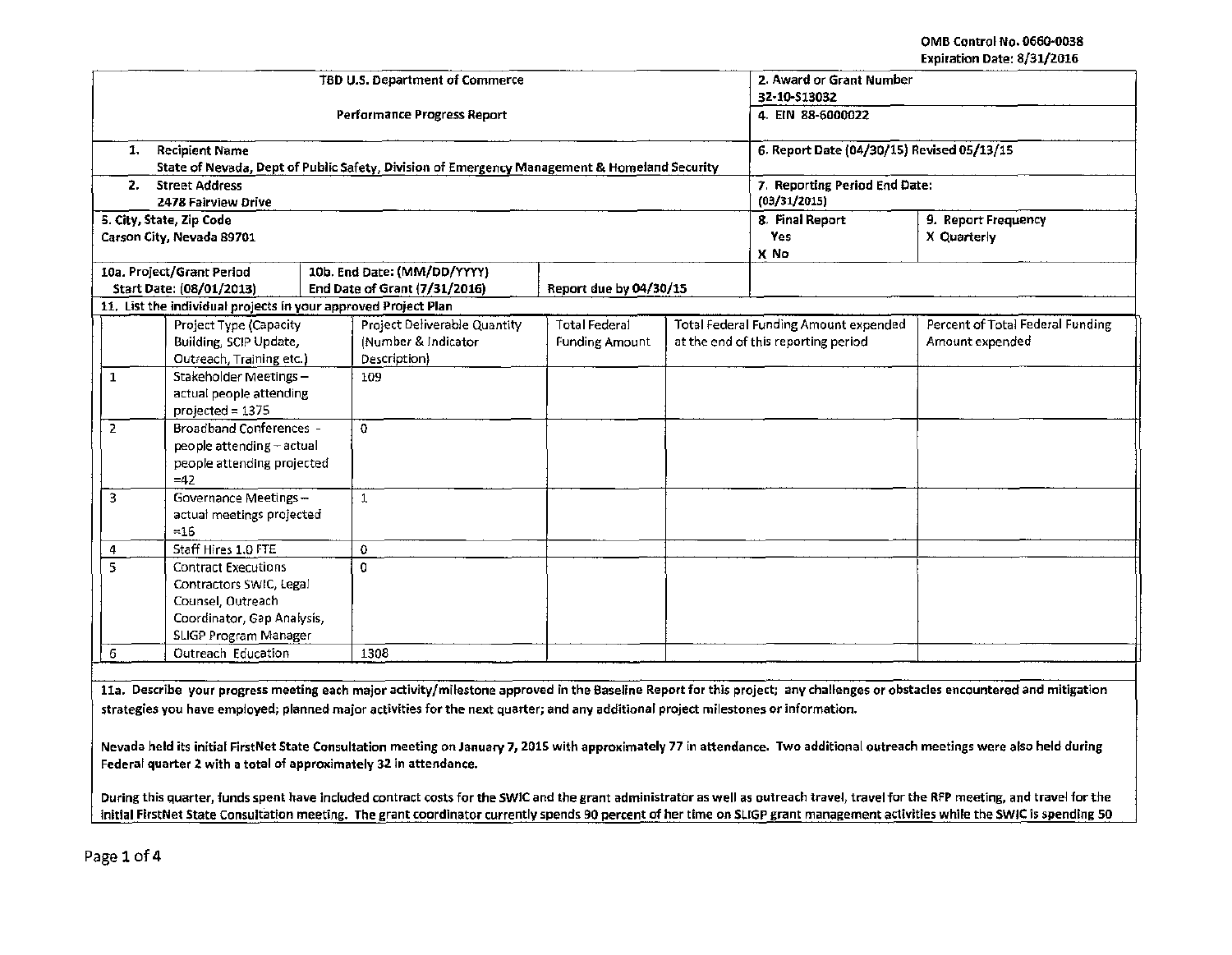OMB Control No. 0660-0038
Expiration Date: 8/31/2016

| TBD U.S. Department of Commerce<br><br>Performance Progress Report | | 2. Award or Grant Number<br>32-10-S13032 | |
|---|---|---|---|
| | | 4. EIN 88-6000022 | |
| 1. Recipient Name<br>State of Nevada, Dept of Public Safety, Division of Emergency Management & Homeland Security | | 6. Report Date (04/30/15) Revised 05/13/15 | |
| 2. Street Address<br>2478 Fairview Drive | | 7. Reporting Period End Date:<br>(03/31/2015) | |
| 5. City, State, Zip Code<br>Carson City, Nevada 89701 | | 8. Final Report<br>Yes<br>X No | 9. Report Frequency<br>X Quarterly |
| 10a. Project/Grant Period<br>Start Date: (08/01/2013) | 10b. End Date: (MM/DD/YYYY)<br>End Date of Grant (7/31/2016) Report due by 04/30/15 | | |

11. List the individual projects in your approved Project Plan

| | Project Type (Capacity Building, SCIP Update, Outreach, Training etc.) | Project Deliverable Quantity (Number & Indicator Description) | Total Federal Funding Amount | Total Federal Funding Amount expended at the end of this reporting period | Percent of Total Federal Funding Amount expended |
|---|---|---|---|---|---|
| 1 | Stakeholder Meetings – actual people attending projected = 1375 | 109 | | | |
| 2 | Broadband Conferences - people attending – actual people attending projected =42 | 0 | | | |
| 3 | Governance Meetings – actual meetings projected =16 | 1 | | | |
| 4 | Staff Hires 1.0 FTE | 0 | | | |
| 5 | Contract Executions Contractors SWIC, Legal Counsel, Outreach Coordinator, Gap Analysis, SLIGP Program Manager | 0 | | | |
| 6 | Outreach Education | 1308 | | | |

**11a. Describe your progress meeting each major activity/milestone approved in the Baseline Report for this project; any challenges or obstacles encountered and mitigation strategies you have employed; planned major activities for the next quarter; and any additional project milestones or information.**

**Nevada held its initial FirstNet State Consultation meeting on January 7, 2015 with approximately 77 in attendance. Two additional outreach meetings were also held during Federal quarter 2 with a total of approximately 32 in attendance.**

**During this quarter, funds spent have included contract costs for the SWIC and the grant administrator as well as outreach travel, travel for the RFP meeting, and travel for the initial FirstNet State Consultation meeting. The grant coordinator currently spends 90 percent of her time on SLIGP grant management activities while the SWIC is spending 50**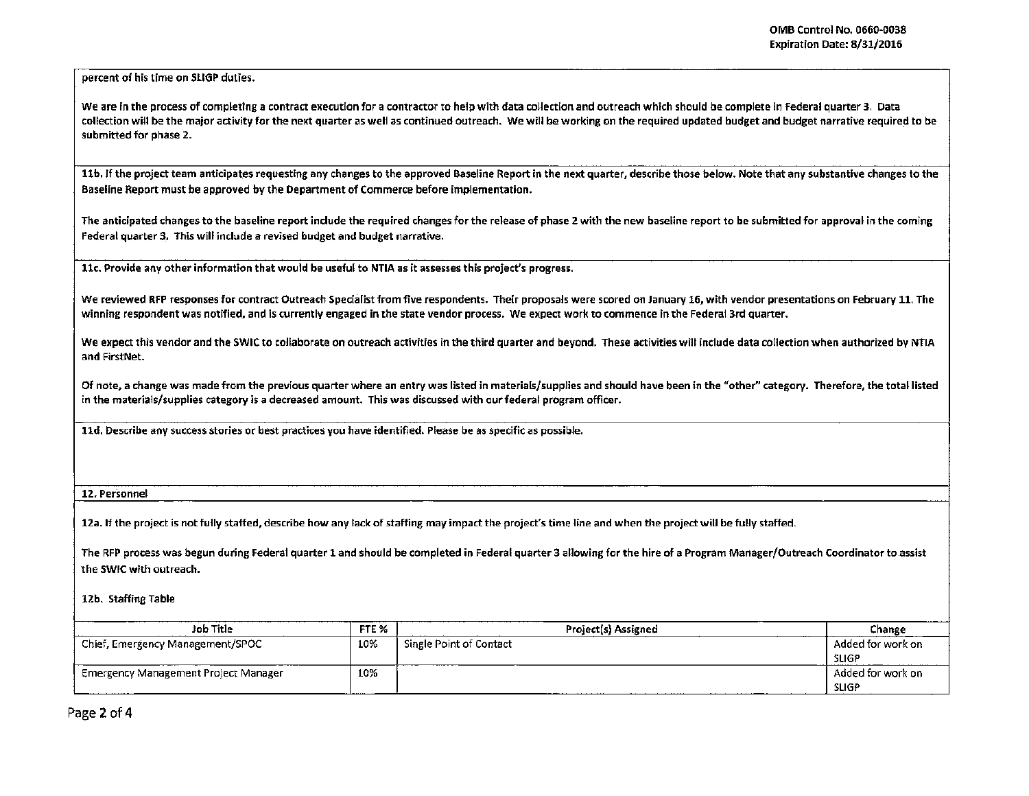percent of his time on SLIGP duties.

We are in the process of completing a contract execution for a contractor to help with data collection and outreach which should be complete in Federal quarter 3. Data collection will be the major activity for the next quarter as well as continued outreach. We will be working on the required updated budget and budget narrative required to be submitted for phase 2.

**11b. If the project team anticipates requesting any changes to the approved Baseline Report in the next quarter, describe those below. Note that any substantive changes to the Baseline Report must be approved by the Department of Commerce before implementation.**

The anticipated changes to the baseline report include the required changes for the release of phase 2 with the new baseline report to be submitted for approval in the coming Federal quarter 3. This will include a revised budget and budget narrative.

**11c. Provide any other information that would be useful to NTIA as it assesses this project's progress.**

We reviewed RFP responses for contract Outreach Specialist from five respondents. Their proposals were scored on January 16, with vendor presentations on February 11. The winning respondent was notified, and is currently engaged in the state vendor process. We expect work to commence in the Federal 3rd quarter.

We expect this vendor and the SWIC to collaborate on outreach activities in the third quarter and beyond. These activities will include data collection when authorized by NTIA and FirstNet.

Of note, a change was made from the previous quarter where an entry was listed in materials/supplies and should have been in the "other" category. Therefore, the total listed in the materials/supplies category is a decreased amount. This was discussed with our federal program officer.

**11d. Describe any success stories or best practices you have identified. Please be as specific as possible.**

**12. Personnel**

**12a. If the project is not fully staffed, describe how any lack of staffing may impact the project's time line and when the project will be fully staffed.**

The RFP process was begun during Federal quarter 1 and should be completed in Federal quarter 3 allowing for the hire of a Program Manager/Outreach Coordinator to assist the SWIC with outreach.

**12b. Staffing Table**

| Job Title | FTE % | Project(s) Assigned | Change |
|---|---|---|---|
| Chief, Emergency Management/SPOC | 10% | Single Point of Contact | Added for work on SLIGP |
| Emergency Management Project Manager | 10% | | Added for work on SLIGP |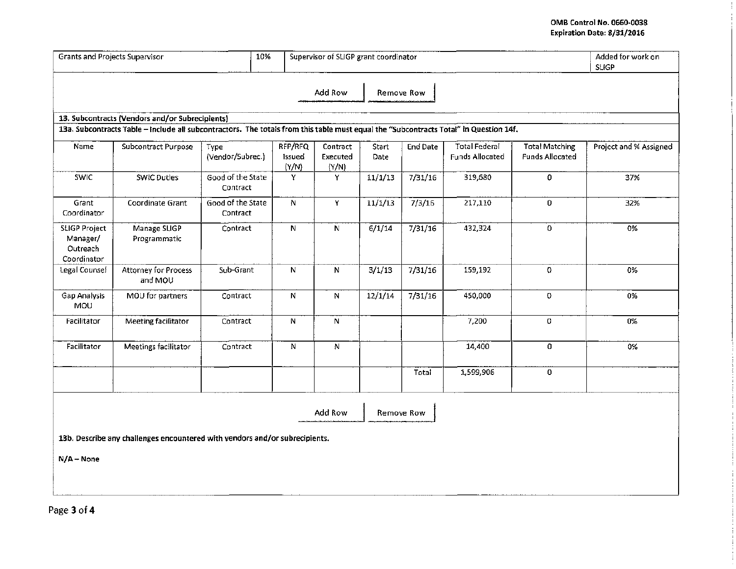| Grants and Projects Supervisor | 10% | Supervisor of SLIGP grant coordinator | Added for work on SLIGP |
|---|---|---|---|

Add Row | Remove Row

**13. Subcontracts (Vendors and/or Subrecipients)**

**13a. Subcontracts Table – Include all subcontractors. The totals from this table must equal the "Subcontracts Total" in Question 14f.**

| Name | Subcontract Purpose | Type (Vendor/Subrec.) | RFP/RFQ Issued (Y/N) | Contract Executed (Y/N) | Start Date | End Date | Total Federal Funds Allocated | Total Matching Funds Allocated | Project and % Assigned |
|---|---|---|---|---|---|---|---|---|---|
| SWIC | SWIC Duties | Good of the State Contract | Y | Y | 11/1/13 | 7/31/16 | 319,680 | 0 | 37% |
| Grant Coordinator | Coordinate Grant | Good of the State Contract | N | Y | 11/1/13 | 7/3/16 | 217,110 | 0 | 32% |
| SLIGP Project Manager/ Outreach Coordinator | Manage SLIGP Programmatic | Contract | N | N | 6/1/14 | 7/31/16 | 432,324 | 0 | 0% |
| Legal Counsel | Attorney for Process and MOU | Sub-Grant | N | N | 3/1/13 | 7/31/16 | 159,192 | 0 | 0% |
| Gap Analysis MOU | MOU for partners | Contract | N | N | 12/1/14 | 7/31/16 | 450,000 | 0 | 0% |
| Facilitator | Meeting facilitator | Contract | N | N | | | 7,200 | 0 | 0% |
| Facilitator | Meetings facilitator | Contract | N | N | | | 14,400 | 0 | 0% |
| | | | | | | Total | 1,599,906 | 0 | |

Add Row | Remove Row

**13b. Describe any challenges encountered with vendors and/or subrecipients.**

**N/A – None**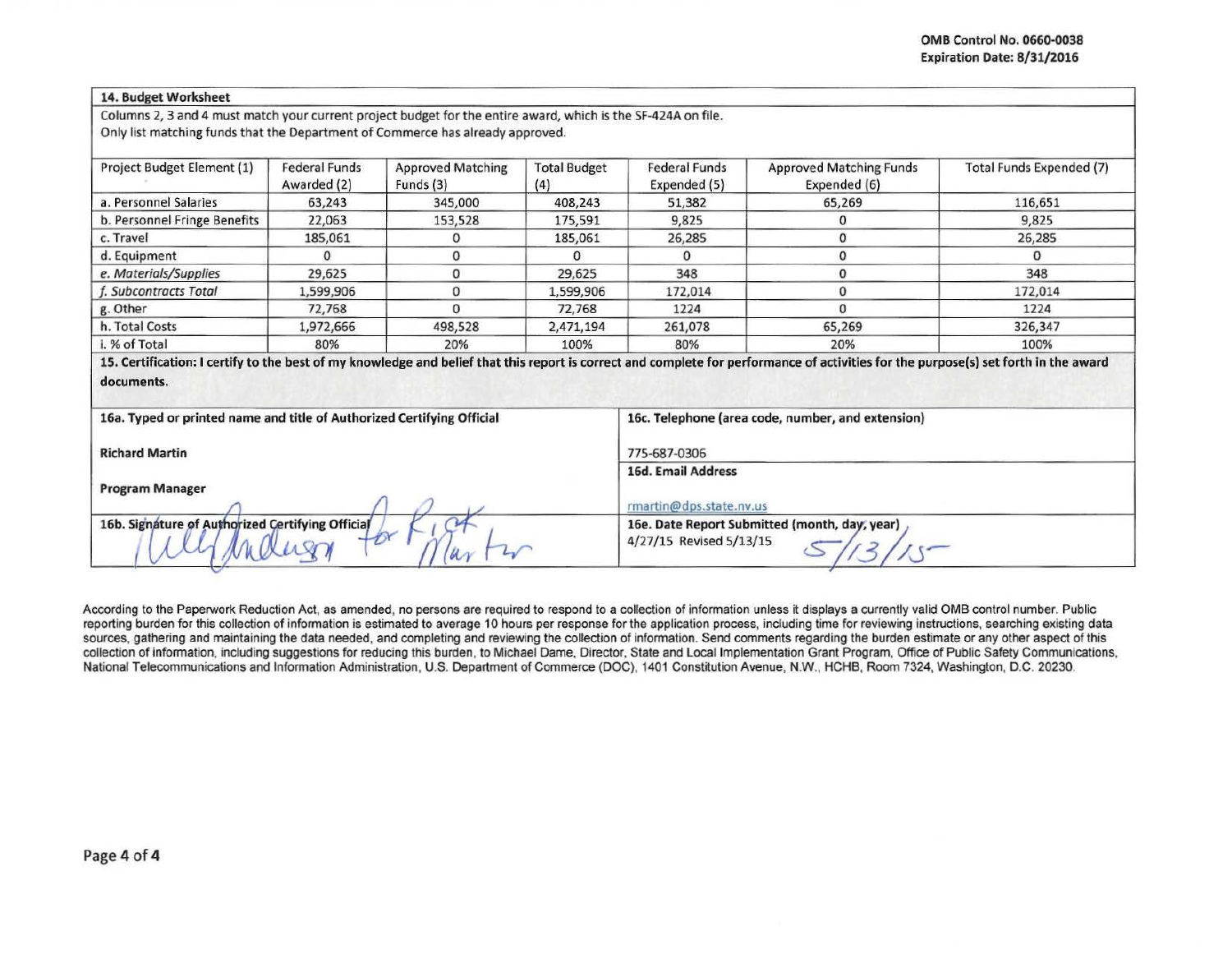OMB Control No. 0660-0038
Expiration Date: 8/31/2016

**14. Budget Worksheet**

Columns 2, 3 and 4 must match your current project budget for the entire award, which is the SF-424A on file.
Only list matching funds that the Department of Commerce has already approved.

| Project Budget Element (1) | Federal Funds Awarded (2) | Approved Matching Funds (3) | Total Budget (4) | Federal Funds Expended (5) | Approved Matching Funds Expended (6) | Total Funds Expended (7) |
|---|---|---|---|---|---|---|
| a. Personnel Salaries | 63,243 | 345,000 | 408,243 | 51,382 | 65,269 | 116,651 |
| b. Personnel Fringe Benefits | 22,063 | 153,528 | 175,591 | 9,825 | 0 | 9,825 |
| c. Travel | 185,061 | 0 | 185,061 | 26,285 | 0 | 26,285 |
| d. Equipment | 0 | 0 | 0 | 0 | 0 | 0 |
| *e. Materials/Supplies* | 29,625 | 0 | 29,625 | 348 | 0 | 348 |
| *f. Subcontracts Total* | 1,599,906 | 0 | 1,599,906 | 172,014 | 0 | 172,014 |
| g. Other | 72,768 | 0 | 72,768 | 1224 | 0 | 1224 |
| h. Total Costs | 1,972,666 | 498,528 | 2,471,194 | 261,078 | 65,269 | 326,347 |
| i. % of Total | 80% | 20% | 100% | 80% | 20% | 100% |

**15. Certification: I certify to the best of my knowledge and belief that this report is correct and complete for performance of activities for the purpose(s) set forth in the award documents.**

**16a. Typed or printed name and title of Authorized Certifying Official**

**Richard Martin**

**Program Manager**

**16b. Signature of Authorized Certifying Official**

Kelly Anderson for Rick Martin

**16c. Telephone (area code, number, and extension)**

775-687-0306

**16d. Email Address**

rmartin@dps.state.nv.us

**16e. Date Report Submitted (month, day, year)**

4/27/15 Revised 5/13/15 5/13/15

According to the Paperwork Reduction Act, as amended, no persons are required to respond to a collection of information unless it displays a currently valid OMB control number. Public reporting burden for this collection of information is estimated to average 10 hours per response for the application process, including time for reviewing instructions, searching existing data sources, gathering and maintaining the data needed, and completing and reviewing the collection of information. Send comments regarding the burden estimate or any other aspect of this collection of information, including suggestions for reducing this burden, to Michael Dame, Director, State and Local Implementation Grant Program, Office of Public Safety Communications, National Telecommunications and Information Administration, U.S. Department of Commerce (DOC), 1401 Constitution Avenue, N.W., HCHB, Room 7324, Washington, D.C. 20230.